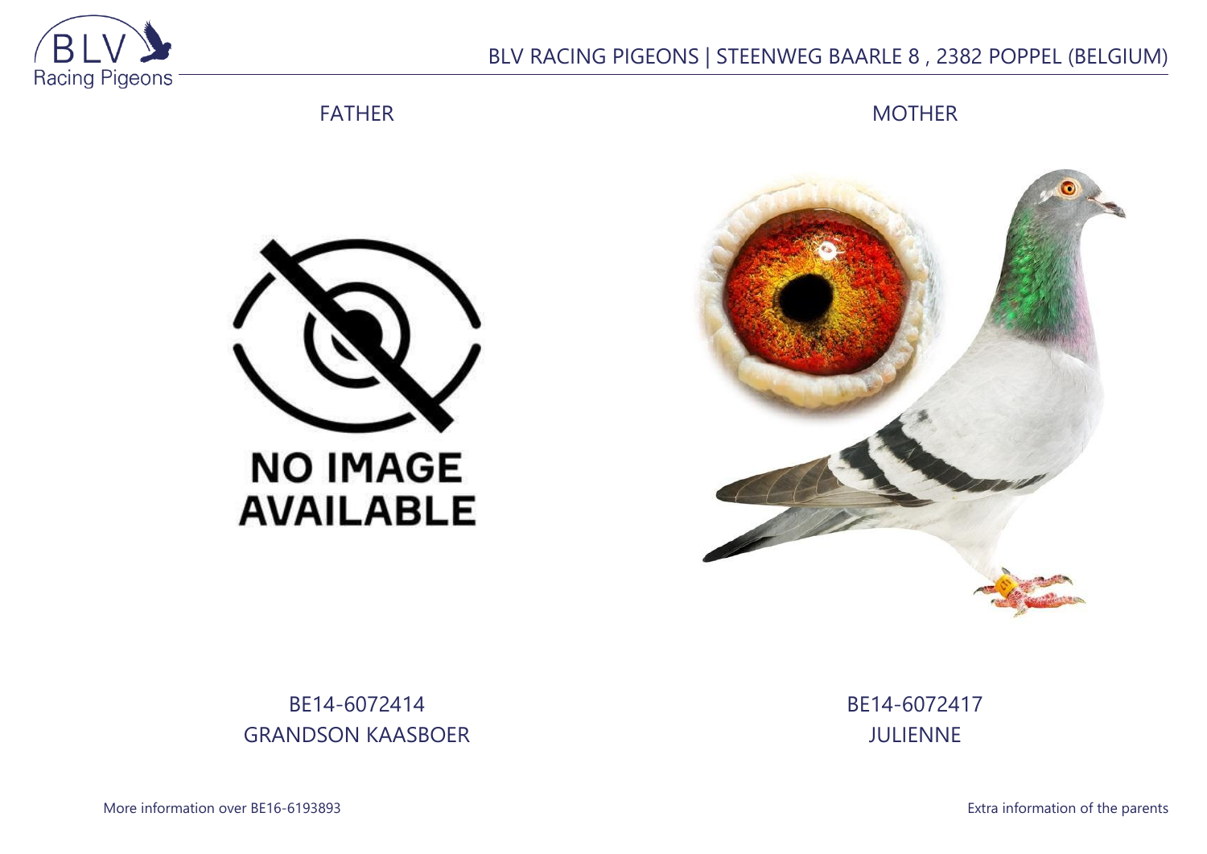BLV RACING PIGEONS | STEENWEG BAARLE 8 , 2382 POPPEL (BELGIUM)

FATHER

MOTHER

BE14-6072414
GRANDSON KAASBOER

BE14-6072417
JULIENNE

More information over BE16-6193893

Extra information of the parents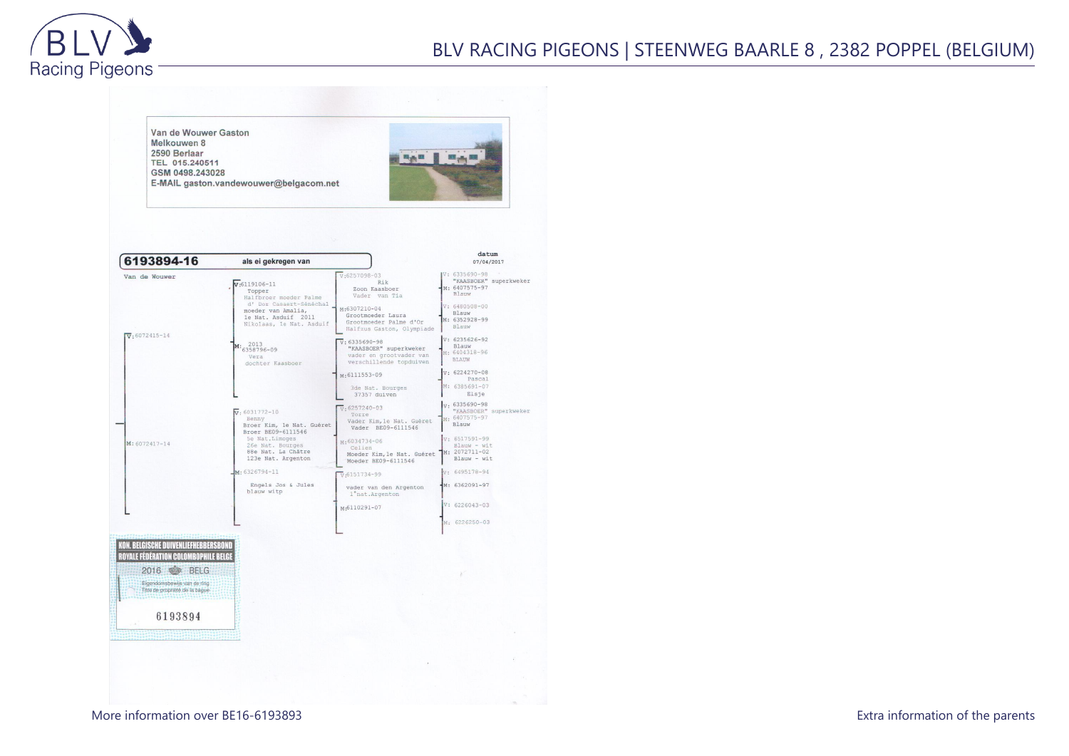Van de Wouwer Gaston
Melkouwen 8
2590 Berlaar
TEL 015.240511
GSM 0498.243028
E-MAIL gaston.vandewouwer@belgacom.net

**6193894-16** als ei gekregen van

datum
07/04/2017

Van de Wouwer

V: 6072415-14

V: 6119106-11
Topper
Halfbroer moeder Palme d' Dor Casaert-Sénéchal
moeder van Amalia,
1e Nat. Asduif 2011
Nikolaas, 1e Nat. Asduif

V: 6257098-03
Rik
Zoon Kaasboer
Vader van Tia

V: 6335690-98
"KAASBOER" superkweker
M: 6407575-97
Blauw

M: 6307210-04
Grootmoeder Laura
Grootmoeder Palme d'Or
Halfzus Gaston, Olympiade

V: 6480508-00
Blauw
M: 6352928-99
Blauw

M: 2013
6358796-09
Vera
dochter Kaasboer

V: 6335690-98
"KAASBOER" superkweker
vader en grootvader van verschillende topduiven

V: 6235626-92
Blauw
M: 6404318-96
BLAUW

M: 6111553-09
3de Nat. Bourges
37357 duiven

V: 6224270-08
Pascal
M: 6385691-07
Elsje

M: 6072417-14

V: 6031772-10
Benny
Broer Kim, 1e Nat. Guéret
Broer BE09-6111546
5e Nat. Limoges
26e Nat. Bourges
88e Nat. La Châtre
123e Nat. Argenton

V: 6257240-03
Torre
Vader Kim, 1e Nat. Guéret
Vader BE09-6111546

V: 6335690-98
"KAASBOER" superkweker
M: 6407575-97
Blauw

M: 6034734-06
Celien
Moeder Kim, 1e Nat. Guéret
Moeder BE09-6111546

V: 6517591-99
Blauw - wit
M: 2072711-02
Blauw - wit

M: 6326794-11
Engels Jos & Jules
blauw witp

V: 6151734-99
vader van den Argenton
1°nat. Argenton

V: 6095178-94
M: 6362091-97

M: 6110291-07

V: 6226043-03
M: 6226250-03

KON. BELGISCHE DUIVENLIEFHEBBERSBOND
ROYALE FÉDÉRATION COLOMBOPHILE BELGE
2016 BELG
Eigendomsbewijs van de ring
Titre de propriété de la bague
6193894

More information over BE16-6193893

Extra information of the parents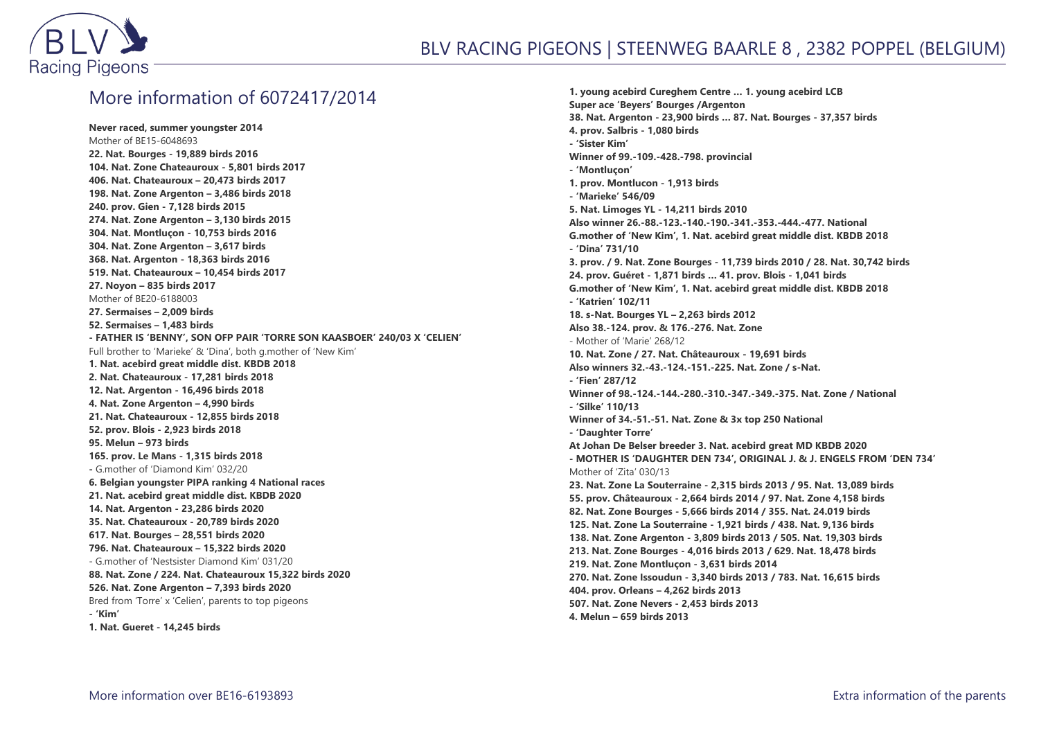## More information of 6072417/2014

**Never raced, summer youngster 2014**
Mother of BE15-6048693
**22. Nat. Bourges - 19,889 birds 2016**
**104. Nat. Zone Chateauroux - 5,801 birds 2017**
**406. Nat. Chateauroux – 20,473 birds 2017**
**198. Nat. Zone Argenton – 3,486 birds 2018**
**240. prov. Gien - 7,128 birds 2015**
**274. Nat. Zone Argenton – 3,130 birds 2015**
**304. Nat. Montluçon - 10,753 birds 2016**
**304. Nat. Zone Argenton – 3,617 birds**
**368. Nat. Argenton - 18,363 birds 2016**
**519. Nat. Chateauroux – 10,454 birds 2017**
**27. Noyon – 835 birds 2017**
Mother of BE20-6188003
**27. Sermaises – 2,009 birds**
**52. Sermaises – 1,483 birds**
**- FATHER IS 'BENNY', SON OFP PAIR 'TORRE SON KAASBOER' 240/03 X 'CELIEN'**
Full brother to 'Marieke' & 'Dina', both g.mother of 'New Kim'
**1. Nat. acebird great middle dist. KBDB 2018**
**2. Nat. Chateauroux - 17,281 birds 2018**
**12. Nat. Argenton - 16,496 birds 2018**
**4. Nat. Zone Argenton – 4,990 birds**
**21. Nat. Chateauroux - 12,855 birds 2018**
**52. prov. Blois - 2,923 birds 2018**
**95. Melun – 973 birds**
**165. prov. Le Mans - 1,315 birds 2018**
**-** G.mother of 'Diamond Kim' 032/20
**6. Belgian youngster PIPA ranking 4 National races**
**21. Nat. acebird great middle dist. KBDB 2020**
**14. Nat. Argenton - 23,286 birds 2020**
**35. Nat. Chateauroux - 20,789 birds 2020**
**617. Nat. Bourges – 28,551 birds 2020**
**796. Nat. Chateauroux – 15,322 birds 2020**
- G.mother of 'Nestsister Diamond Kim' 031/20
**88. Nat. Zone / 224. Nat. Chateauroux 15,322 birds 2020**
**526. Nat. Zone Argenton – 7,393 birds 2020**
Bred from 'Torre' x 'Celien', parents to top pigeons
**- 'Kim'**
**1. Nat. Gueret - 14,245 birds**
**1. young acebird Cureghem Centre ... 1. young acebird LCB**
**Super ace 'Beyers' Bourges /Argenton**
**38. Nat. Argenton - 23,900 birds ... 87. Nat. Bourges - 37,357 birds**
**4. prov. Salbris - 1,080 birds**
**- 'Sister Kim'**
**Winner of 99.-109.-428.-798. provincial**
**- 'Montluçon'**
**1. prov. Montlucon - 1,913 birds**
**- 'Marieke' 546/09**
**5. Nat. Limoges YL - 14,211 birds 2010**
**Also winner 26.-88.-123.-140.-190.-341.-353.-444.-477. National**
**G.mother of 'New Kim', 1. Nat. acebird great middle dist. KBDB 2018**
**- 'Dina' 731/10**
**3. prov. / 9. Nat. Zone Bourges - 11,739 birds 2010 / 28. Nat. 30,742 birds**
**24. prov. Guéret - 1,871 birds ... 41. prov. Blois - 1,041 birds**
**G.mother of 'New Kim', 1. Nat. acebird great middle dist. KBDB 2018**
**- 'Katrien' 102/11**
**18. s-Nat. Bourges YL – 2,263 birds 2012**
**Also 38.-124. prov. & 176.-276. Nat. Zone**
- Mother of 'Marie' 268/12
**10. Nat. Zone / 27. Nat. Châteauroux - 19,691 birds**
**Also winners 32.-43.-124.-151.-225. Nat. Zone / s-Nat.**
**- 'Fien' 287/12**
**Winner of 98.-124.-144.-280.-310.-347.-349.-375. Nat. Zone / National**
**- 'Silke' 110/13**
**Winner of 34.-51.-51. Nat. Zone & 3x top 250 National**
**- 'Daughter Torre'**
**At Johan De Belser breeder 3. Nat. acebird great MD KBDB 2020**
**- MOTHER IS 'DAUGHTER DEN 734', ORIGINAL J. & J. ENGELS FROM 'DEN 734'**
Mother of 'Zita' 030/13
**23. Nat. Zone La Souterraine - 2,315 birds 2013 / 95. Nat. 13,089 birds**
**55. prov. Châteauroux - 2,664 birds 2014 / 97. Nat. Zone 4,158 birds**
**82. Nat. Zone Bourges - 5,666 birds 2014 / 355. Nat. 24.019 birds**
**125. Nat. Zone La Souterraine - 1,921 birds / 438. Nat. 9,136 birds**
**138. Nat. Zone Argenton - 3,809 birds 2013 / 505. Nat. 19,303 birds**
**213. Nat. Zone Bourges - 4,016 birds 2013 / 629. Nat. 18,478 birds**
**219. Nat. Zone Montluçon - 3,631 birds 2014**
**270. Nat. Zone Issoudun - 3,340 birds 2013 / 783. Nat. 16,615 birds**
**404. prov. Orleans – 4,262 birds 2013**
**507. Nat. Zone Nevers - 2,453 birds 2013**
**4. Melun – 659 birds 2013**

More information over BE16-6193893

Extra information of the parents